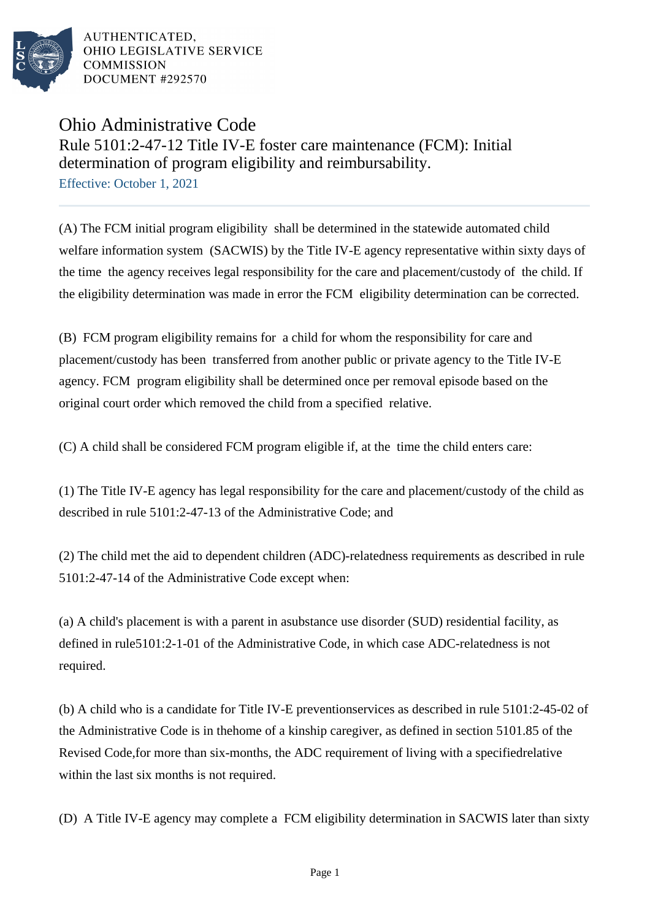AUTHENTICATED,
OHIO LEGISLATIVE SERVICE
COMMISSION
DOCUMENT #292570

# Ohio Administrative Code

## Rule 5101:2-47-12 Title IV-E foster care maintenance (FCM): Initial determination of program eligibility and reimbursability.

Effective: October 1, 2021

(A) The FCM initial program eligibility shall be determined in the statewide automated child welfare information system (SACWIS) by the Title IV-E agency representative within sixty days of the time the agency receives legal responsibility for the care and placement/custody of the child. If the eligibility determination was made in error the FCM eligibility determination can be corrected.

(B) FCM program eligibility remains for a child for whom the responsibility for care and placement/custody has been transferred from another public or private agency to the Title IV-E agency. FCM program eligibility shall be determined once per removal episode based on the original court order which removed the child from a specified relative.

(C) A child shall be considered FCM program eligible if, at the time the child enters care:

(1) The Title IV-E agency has legal responsibility for the care and placement/custody of the child as described in rule 5101:2-47-13 of the Administrative Code; and

(2) The child met the aid to dependent children (ADC)-relatedness requirements as described in rule 5101:2-47-14 of the Administrative Code except when:

(a) A child's placement is with a parent in asubstance use disorder (SUD) residential facility, as defined in rule5101:2-1-01 of the Administrative Code, in which case ADC-relatedness is not required.

(b) A child who is a candidate for Title IV-E preventionservices as described in rule 5101:2-45-02 of the Administrative Code is in thehome of a kinship caregiver, as defined in section 5101.85 of the Revised Code,for more than six-months, the ADC requirement of living with a specifiedrelative within the last six months is not required.

(D) A Title IV-E agency may complete a FCM eligibility determination in SACWIS later than sixty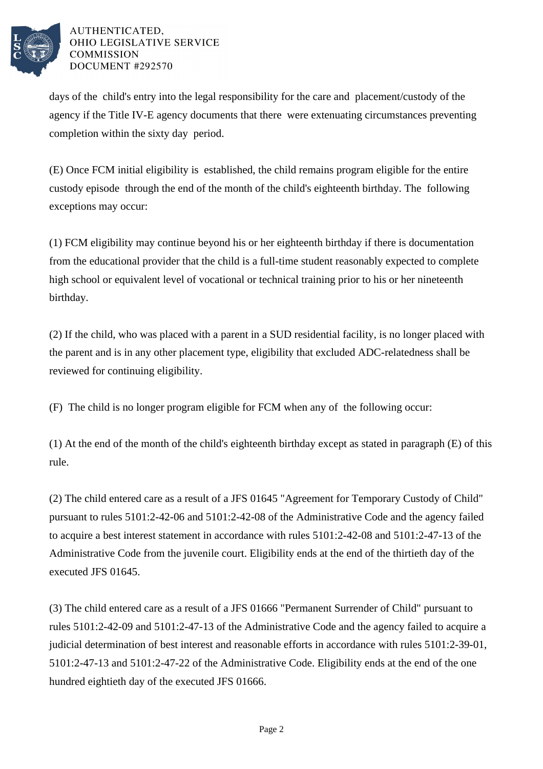days of the child's entry into the legal responsibility for the care and placement/custody of the agency if the Title IV-E agency documents that there were extenuating circumstances preventing completion within the sixty day period.

(E) Once FCM initial eligibility is established, the child remains program eligible for the entire custody episode through the end of the month of the child's eighteenth birthday. The following exceptions may occur:

(1) FCM eligibility may continue beyond his or her eighteenth birthday if there is documentation from the educational provider that the child is a full-time student reasonably expected to complete high school or equivalent level of vocational or technical training prior to his or her nineteenth birthday.

(2) If the child, who was placed with a parent in a SUD residential facility, is no longer placed with the parent and is in any other placement type, eligibility that excluded ADC-relatedness shall be reviewed for continuing eligibility.

(F) The child is no longer program eligible for FCM when any of the following occur:

(1) At the end of the month of the child's eighteenth birthday except as stated in paragraph (E) of this rule.

(2) The child entered care as a result of a JFS 01645 "Agreement for Temporary Custody of Child" pursuant to rules 5101:2-42-06 and 5101:2-42-08 of the Administrative Code and the agency failed to acquire a best interest statement in accordance with rules 5101:2-42-08 and 5101:2-47-13 of the Administrative Code from the juvenile court. Eligibility ends at the end of the thirtieth day of the executed JFS 01645.

(3) The child entered care as a result of a JFS 01666 "Permanent Surrender of Child" pursuant to rules 5101:2-42-09 and 5101:2-47-13 of the Administrative Code and the agency failed to acquire a judicial determination of best interest and reasonable efforts in accordance with rules 5101:2-39-01, 5101:2-47-13 and 5101:2-47-22 of the Administrative Code. Eligibility ends at the end of the one hundred eightieth day of the executed JFS 01666.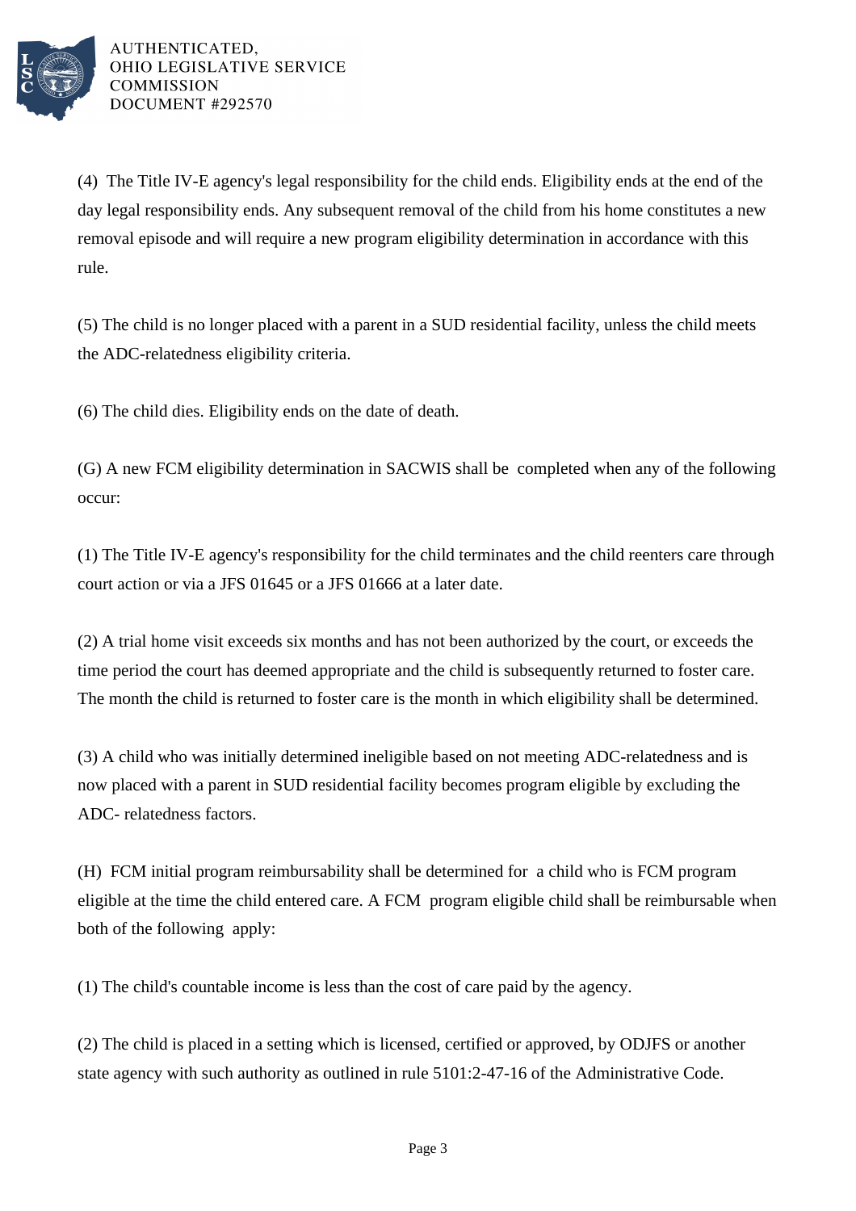(4) The Title IV-E agency's legal responsibility for the child ends. Eligibility ends at the end of the day legal responsibility ends. Any subsequent removal of the child from his home constitutes a new removal episode and will require a new program eligibility determination in accordance with this rule.

(5) The child is no longer placed with a parent in a SUD residential facility, unless the child meets the ADC-relatedness eligibility criteria.

(6) The child dies. Eligibility ends on the date of death.

(G) A new FCM eligibility determination in SACWIS shall be completed when any of the following occur:

(1) The Title IV-E agency's responsibility for the child terminates and the child reenters care through court action or via a JFS 01645 or a JFS 01666 at a later date.

(2) A trial home visit exceeds six months and has not been authorized by the court, or exceeds the time period the court has deemed appropriate and the child is subsequently returned to foster care. The month the child is returned to foster care is the month in which eligibility shall be determined.

(3) A child who was initially determined ineligible based on not meeting ADC-relatedness and is now placed with a parent in SUD residential facility becomes program eligible by excluding the ADC- relatedness factors.

(H) FCM initial program reimbursability shall be determined for a child who is FCM program eligible at the time the child entered care. A FCM program eligible child shall be reimbursable when both of the following apply:

(1) The child's countable income is less than the cost of care paid by the agency.

(2) The child is placed in a setting which is licensed, certified or approved, by ODJFS or another state agency with such authority as outlined in rule 5101:2-47-16 of the Administrative Code.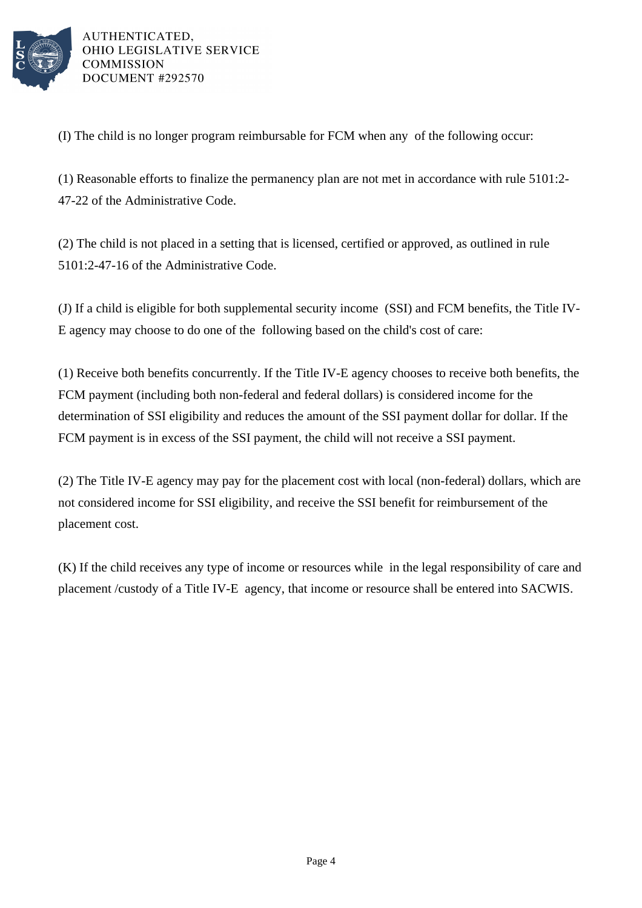(I) The child is no longer program reimbursable for FCM when any of the following occur:

(1) Reasonable efforts to finalize the permanency plan are not met in accordance with rule 5101:2-47-22 of the Administrative Code.

(2) The child is not placed in a setting that is licensed, certified or approved, as outlined in rule 5101:2-47-16 of the Administrative Code.

(J) If a child is eligible for both supplemental security income (SSI) and FCM benefits, the Title IV-E agency may choose to do one of the following based on the child's cost of care:

(1) Receive both benefits concurrently. If the Title IV-E agency chooses to receive both benefits, the FCM payment (including both non-federal and federal dollars) is considered income for the determination of SSI eligibility and reduces the amount of the SSI payment dollar for dollar. If the FCM payment is in excess of the SSI payment, the child will not receive a SSI payment.

(2) The Title IV-E agency may pay for the placement cost with local (non-federal) dollars, which are not considered income for SSI eligibility, and receive the SSI benefit for reimbursement of the placement cost.

(K) If the child receives any type of income or resources while in the legal responsibility of care and placement /custody of a Title IV-E agency, that income or resource shall be entered into SACWIS.